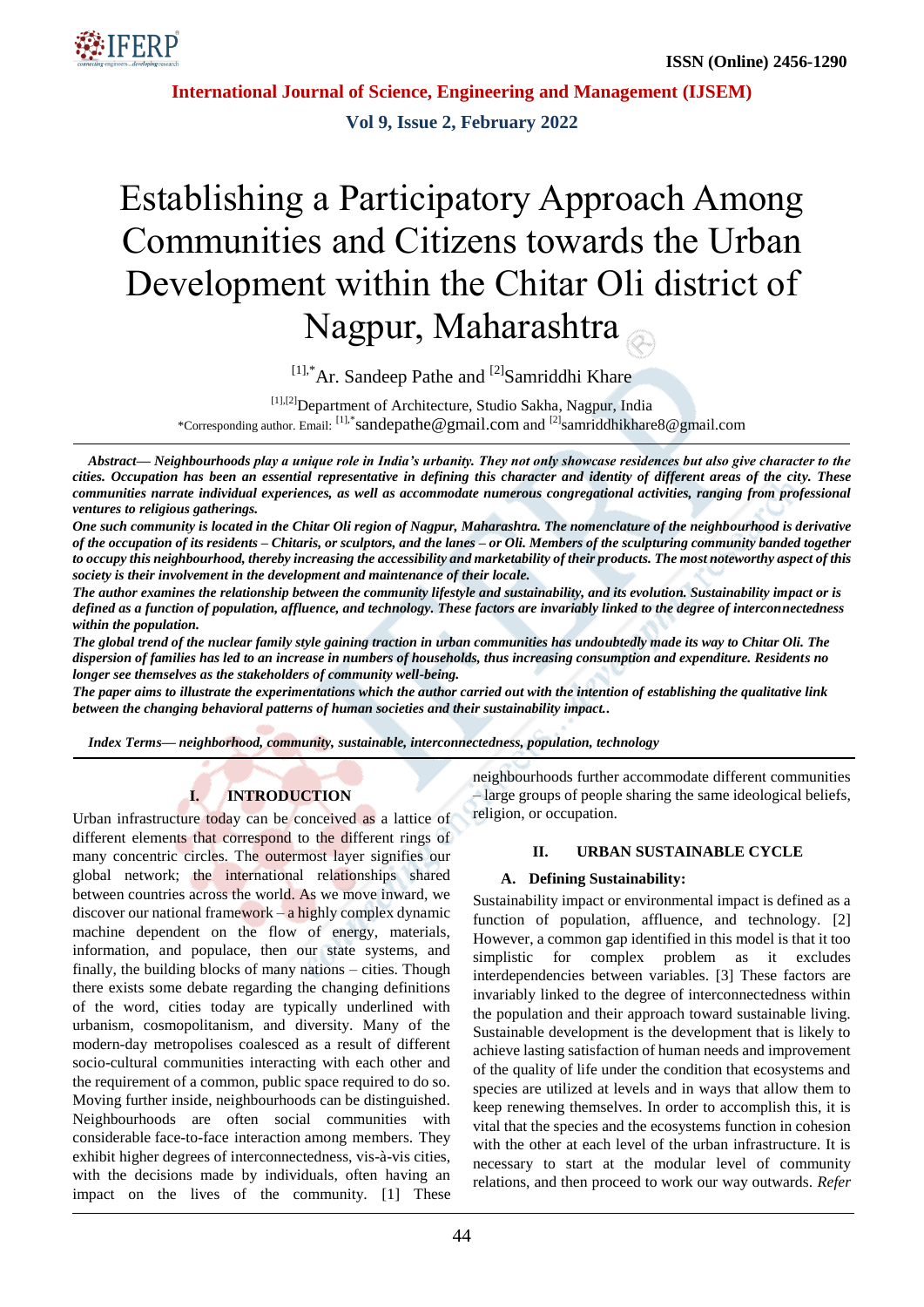# Establishing a Participatory Approach Among Communities and Citizens towards the Urban Development within the Chitar Oli district of Nagpur, Maharashtra

[1],*Ar. Sandeep Pathe and [2]Samriddhi Khare

[1],[2]Department of Architecture, Studio Sakha, Nagpur, India
*Corresponding author. Email: [1],*sandepathe@gmail.com and [2]samriddhikhare8@gmail.com

***Abstract***— ***Neighbourhoods play a unique role in India's urbanity. They not only showcase residences but also give character to the cities. Occupation has been an essential representative in defining this character and identity of different areas of the city. These communities narrate individual experiences, as well as accommodate numerous congregational activities, ranging from professional ventures to religious gatherings.***

***One such community is located in the Chitar Oli region of Nagpur, Maharashtra. The nomenclature of the neighbourhood is derivative of the occupation of its residents – Chitaris, or sculptors, and the lanes – or Oli. Members of the sculpturing community banded together to occupy this neighbourhood, thereby increasing the accessibility and marketability of their products. The most noteworthy aspect of this society is their involvement in the development and maintenance of their locale.***

***The author examines the relationship between the community lifestyle and sustainability, and its evolution. Sustainability impact or is defined as a function of population, affluence, and technology. These factors are invariably linked to the degree of interconnectedness within the population.***

***The global trend of the nuclear family style gaining traction in urban communities has undoubtedly made its way to Chitar Oli. The dispersion of families has led to an increase in numbers of households, thus increasing consumption and expenditure. Residents no longer see themselves as the stakeholders of community well-being.***

***The paper aims to illustrate the experimentations which the author carried out with the intention of establishing the qualitative link between the changing behavioral patterns of human societies and their sustainability impact..***

***Index Terms***— ***neighborhood, community, sustainable, interconnectedness, population, technology***

## I. INTRODUCTION

Urban infrastructure today can be conceived as a lattice of different elements that correspond to the different rings of many concentric circles. The outermost layer signifies our global network; the international relationships shared between countries across the world. As we move inward, we discover our national framework – a highly complex dynamic machine dependent on the flow of energy, materials, information, and populace, then our state systems, and finally, the building blocks of many nations – cities. Though there exists some debate regarding the changing definitions of the word, cities today are typically underlined with urbanism, cosmopolitanism, and diversity. Many of the modern-day metropolises coalesced as a result of different socio-cultural communities interacting with each other and the requirement of a common, public space required to do so. Moving further inside, neighbourhoods can be distinguished. Neighbourhoods are often social communities with considerable face-to-face interaction among members. They exhibit higher degrees of interconnectedness, vis-à-vis cities, with the decisions made by individuals, often having an impact on the lives of the community. [1] These neighbourhoods further accommodate different communities – large groups of people sharing the same ideological beliefs, religion, or occupation.

## II. URBAN SUSTAINABLE CYCLE

### A. Defining Sustainability:

Sustainability impact or environmental impact is defined as a function of population, affluence, and technology. [2] However, a common gap identified in this model is that it too simplistic for complex problem as it excludes interdependencies between variables. [3] These factors are invariably linked to the degree of interconnectedness within the population and their approach toward sustainable living. Sustainable development is the development that is likely to achieve lasting satisfaction of human needs and improvement of the quality of life under the condition that ecosystems and species are utilized at levels and in ways that allow them to keep renewing themselves. In order to accomplish this, it is vital that the species and the ecosystems function in cohesion with the other at each level of the urban infrastructure. It is necessary to start at the modular level of community relations, and then proceed to work our way outwards. *Refer*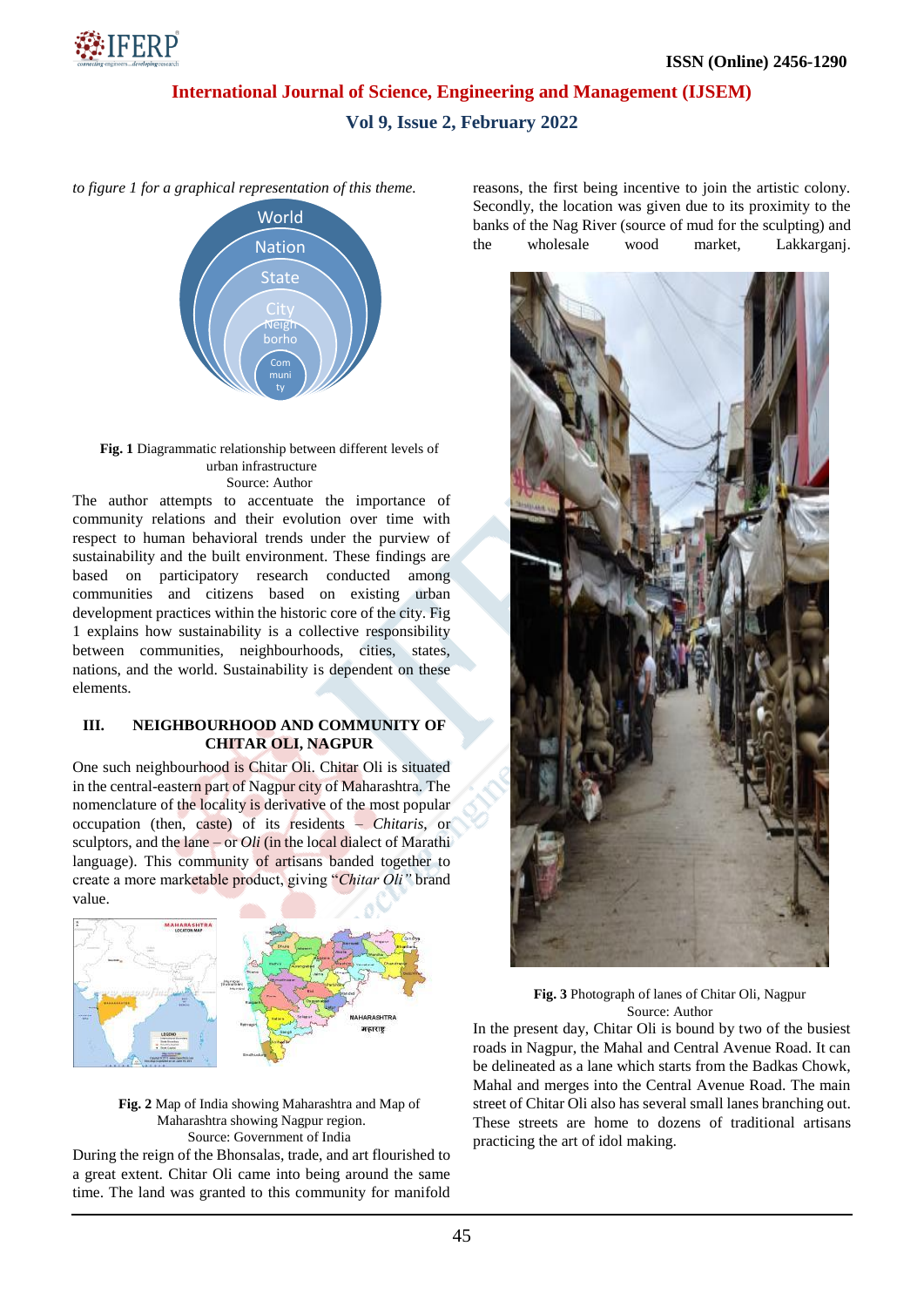*to figure 1 for a graphical representation of this theme.*

**Fig. 1** Diagrammatic relationship between different levels of urban infrastructure
Source: Author

The author attempts to accentuate the importance of community relations and their evolution over time with respect to human behavioral trends under the purview of sustainability and the built environment. These findings are based on participatory research conducted among communities and citizens based on existing urban development practices within the historic core of the city. Fig 1 explains how sustainability is a collective responsibility between communities, neighbourhoods, cities, states, nations, and the world. Sustainability is dependent on these elements.

## III. NEIGHBOURHOOD AND COMMUNITY OF CHITAR OLI, NAGPUR

One such neighbourhood is Chitar Oli. Chitar Oli is situated in the central-eastern part of Nagpur city of Maharashtra. The nomenclature of the locality is derivative of the most popular occupation (then, caste) of its residents – *Chitaris*, or sculptors, and the lane – or *Oli* (in the local dialect of Marathi language). This community of artisans banded together to create a more marketable product, giving "*Chitar Oli"* brand value.

**Fig. 2** Map of India showing Maharashtra and Map of Maharashtra showing Nagpur region.
Source: Government of India

During the reign of the Bhonsalas, trade, and art flourished to a great extent. Chitar Oli came into being around the same time. The land was granted to this community for manifold reasons, the first being incentive to join the artistic colony. Secondly, the location was given due to its proximity to the banks of the Nag River (source of mud for the sculpting) and the wholesale wood market, Lakkarganj.

**Fig. 3** Photograph of lanes of Chitar Oli, Nagpur
Source: Author

In the present day, Chitar Oli is bound by two of the busiest roads in Nagpur, the Mahal and Central Avenue Road. It can be delineated as a lane which starts from the Badkas Chowk, Mahal and merges into the Central Avenue Road. The main street of Chitar Oli also has several small lanes branching out. These streets are home to dozens of traditional artisans practicing the art of idol making.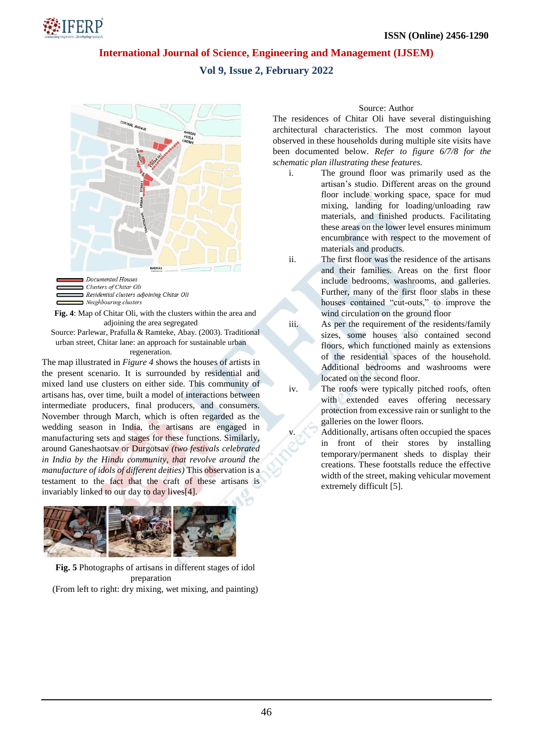Documented Houses
Clusters of Chitar Oli
Residential clusters adjoining Chitar Oli
Neighbouring clusters

**Fig. 4**: Map of Chitar Oli, with the clusters within the area and adjoining the area segregated

Source: Parlewar, Prafulla & Ramteke, Abay. (2003). Traditional urban street, Chitar lane: an approach for sustainable urban regeneration.

The map illustrated in *Figure 4* shows the houses of artists in the present scenario. It is surrounded by residential and mixed land use clusters on either side. This community of artisans has, over time, built a model of interactions between intermediate producers, final producers, and consumers. November through March, which is often regarded as the wedding season in India, the artisans are engaged in manufacturing sets and stages for these functions. Similarly, around Ganeshaotsav or Durgotsav *(two festivals celebrated in India by the Hindu community, that revolve around the manufacture of idols of different deities)* This observation is a testament to the fact that the craft of these artisans is invariably linked to our day to day lives[4].

**Fig. 5** Photographs of artisans in different stages of idol preparation

(From left to right: dry mixing, wet mixing, and painting)

Source: Author

The residences of Chitar Oli have several distinguishing architectural characteristics. The most common layout observed in these households during multiple site visits have been documented below. *Refer to figure 6/7/8 for the schematic plan illustrating these features.*

i. The ground floor was primarily used as the artisan's studio. Different areas on the ground floor include working space, space for mud mixing, landing for loading/unloading raw materials, and finished products. Facilitating these areas on the lower level ensures minimum encumbrance with respect to the movement of materials and products.

ii. The first floor was the residence of the artisans and their families. Areas on the first floor include bedrooms, washrooms, and galleries. Further, many of the first floor slabs in these houses contained "cut-outs," to improve the wind circulation on the ground floor

iii. As per the requirement of the residents/family sizes, some houses also contained second floors, which functioned mainly as extensions of the residential spaces of the household. Additional bedrooms and washrooms were located on the second floor.

iv. The roofs were typically pitched roofs, often with extended eaves offering necessary protection from excessive rain or sunlight to the galleries on the lower floors.

v. Additionally, artisans often occupied the spaces in front of their stores by installing temporary/permanent sheds to display their creations. These footstalls reduce the effective width of the street, making vehicular movement extremely difficult [5].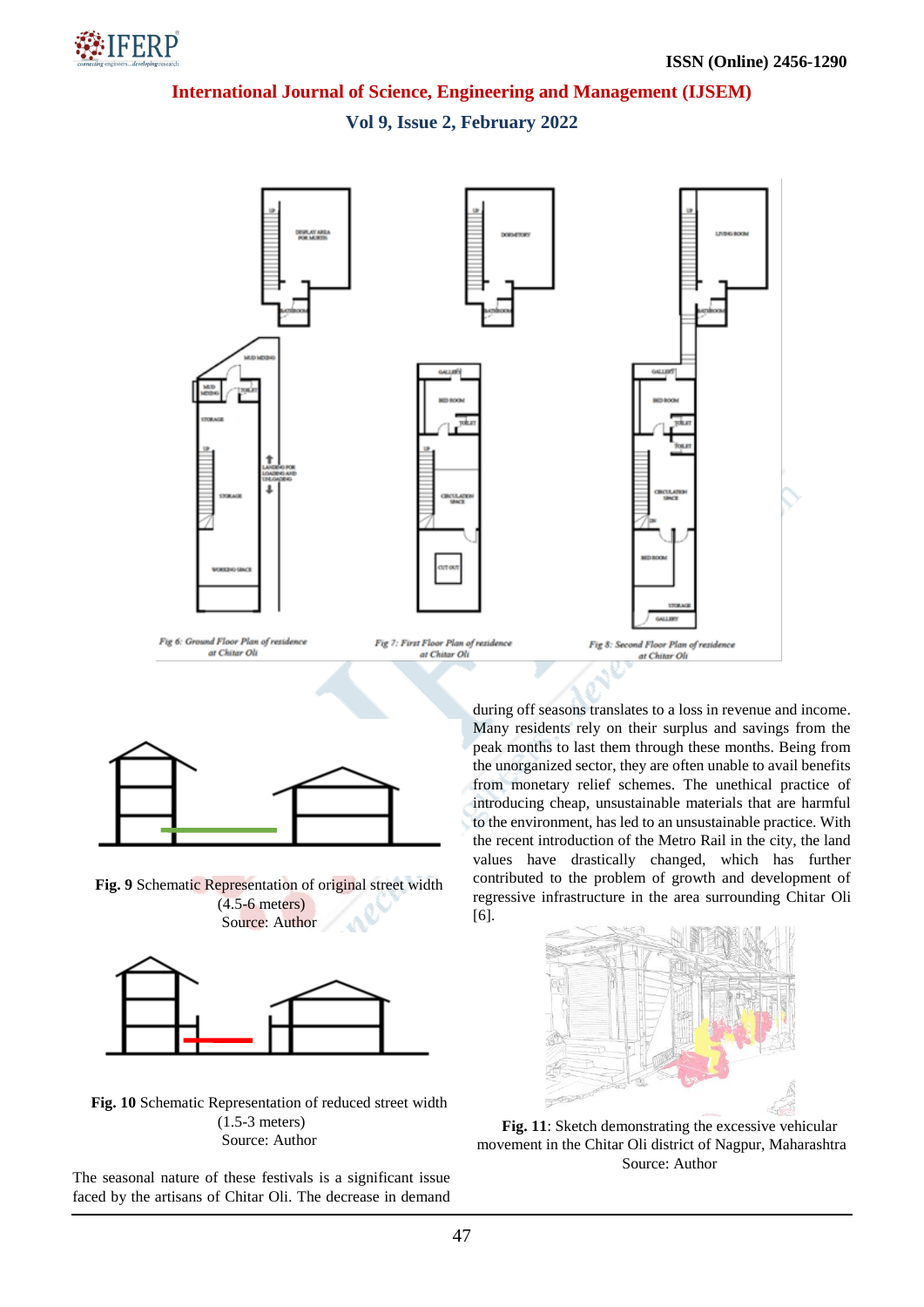Fig 6: Ground Floor Plan of residence at Chitar Oli

Fig 7: First Floor Plan of residence at Chitar Oli

Fig 8: Second Floor Plan of residence at Chitar Oli

**Fig. 9** Schematic Representation of original street width (4.5-6 meters)
Source: Author

**Fig. 10** Schematic Representation of reduced street width (1.5-3 meters)
Source: Author

The seasonal nature of these festivals is a significant issue faced by the artisans of Chitar Oli. The decrease in demand during off seasons translates to a loss in revenue and income. Many residents rely on their surplus and savings from the peak months to last them through these months. Being from the unorganized sector, they are often unable to avail benefits from monetary relief schemes. The unethical practice of introducing cheap, unsustainable materials that are harmful to the environment, has led to an unsustainable practice. With the recent introduction of the Metro Rail in the city, the land values have drastically changed, which has further contributed to the problem of growth and development of regressive infrastructure in the area surrounding Chitar Oli [6].

**Fig. 11**: Sketch demonstrating the excessive vehicular movement in the Chitar Oli district of Nagpur, Maharashtra
Source: Author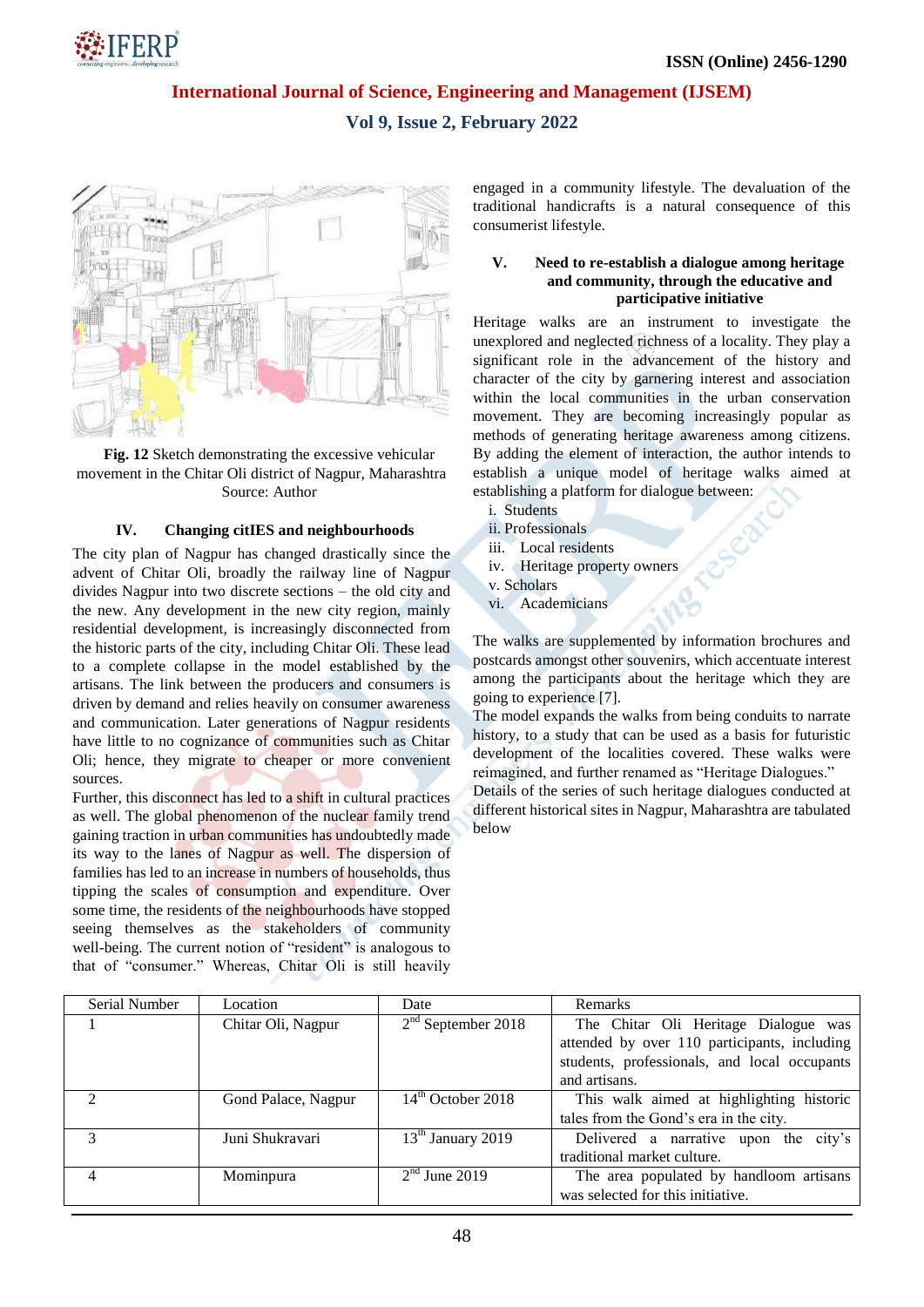**Fig. 12** Sketch demonstrating the excessive vehicular movement in the Chitar Oli district of Nagpur, Maharashtra Source: Author

## IV. Changing citIES and neighbourhoods

The city plan of Nagpur has changed drastically since the advent of Chitar Oli, broadly the railway line of Nagpur divides Nagpur into two discrete sections – the old city and the new. Any development in the new city region, mainly residential development, is increasingly disconnected from the historic parts of the city, including Chitar Oli. These lead to a complete collapse in the model established by the artisans. The link between the producers and consumers is driven by demand and relies heavily on consumer awareness and communication. Later generations of Nagpur residents have little to no cognizance of communities such as Chitar Oli; hence, they migrate to cheaper or more convenient sources.

Further, this disconnect has led to a shift in cultural practices as well. The global phenomenon of the nuclear family trend gaining traction in urban communities has undoubtedly made its way to the lanes of Nagpur as well. The dispersion of families has led to an increase in numbers of households, thus tipping the scales of consumption and expenditure. Over some time, the residents of the neighbourhoods have stopped seeing themselves as the stakeholders of community well-being. The current notion of "resident" is analogous to that of "consumer." Whereas, Chitar Oli is still heavily engaged in a community lifestyle. The devaluation of the traditional handicrafts is a natural consequence of this consumerist lifestyle.

## V. Need to re-establish a dialogue among heritage and community, through the educative and participative initiative

Heritage walks are an instrument to investigate the unexplored and neglected richness of a locality. They play a significant role in the advancement of the history and character of the city by garnering interest and association within the local communities in the urban conservation movement. They are becoming increasingly popular as methods of generating heritage awareness among citizens. By adding the element of interaction, the author intends to establish a unique model of heritage walks aimed at establishing a platform for dialogue between:

i. Students
ii. Professionals
iii. Local residents
iv. Heritage property owners
v. Scholars
vi. Academicians

The walks are supplemented by information brochures and postcards amongst other souvenirs, which accentuate interest among the participants about the heritage which they are going to experience [7].

The model expands the walks from being conduits to narrate history, to a study that can be used as a basis for futuristic development of the localities covered. These walks were reimagined, and further renamed as "Heritage Dialogues."

Details of the series of such heritage dialogues conducted at different historical sites in Nagpur, Maharashtra are tabulated below

| Serial Number | Location | Date | Remarks |
|---|---|---|---|
| 1 | Chitar Oli, Nagpur | 2nd September 2018 | The Chitar Oli Heritage Dialogue was attended by over 110 participants, including students, professionals, and local occupants and artisans. |
| 2 | Gond Palace, Nagpur | 14th October 2018 | This walk aimed at highlighting historic tales from the Gond's era in the city. |
| 3 | Juni Shukravari | 13th January 2019 | Delivered a narrative upon the city's traditional market culture. |
| 4 | Mominpura | 2nd June 2019 | The area populated by handloom artisans was selected for this initiative. |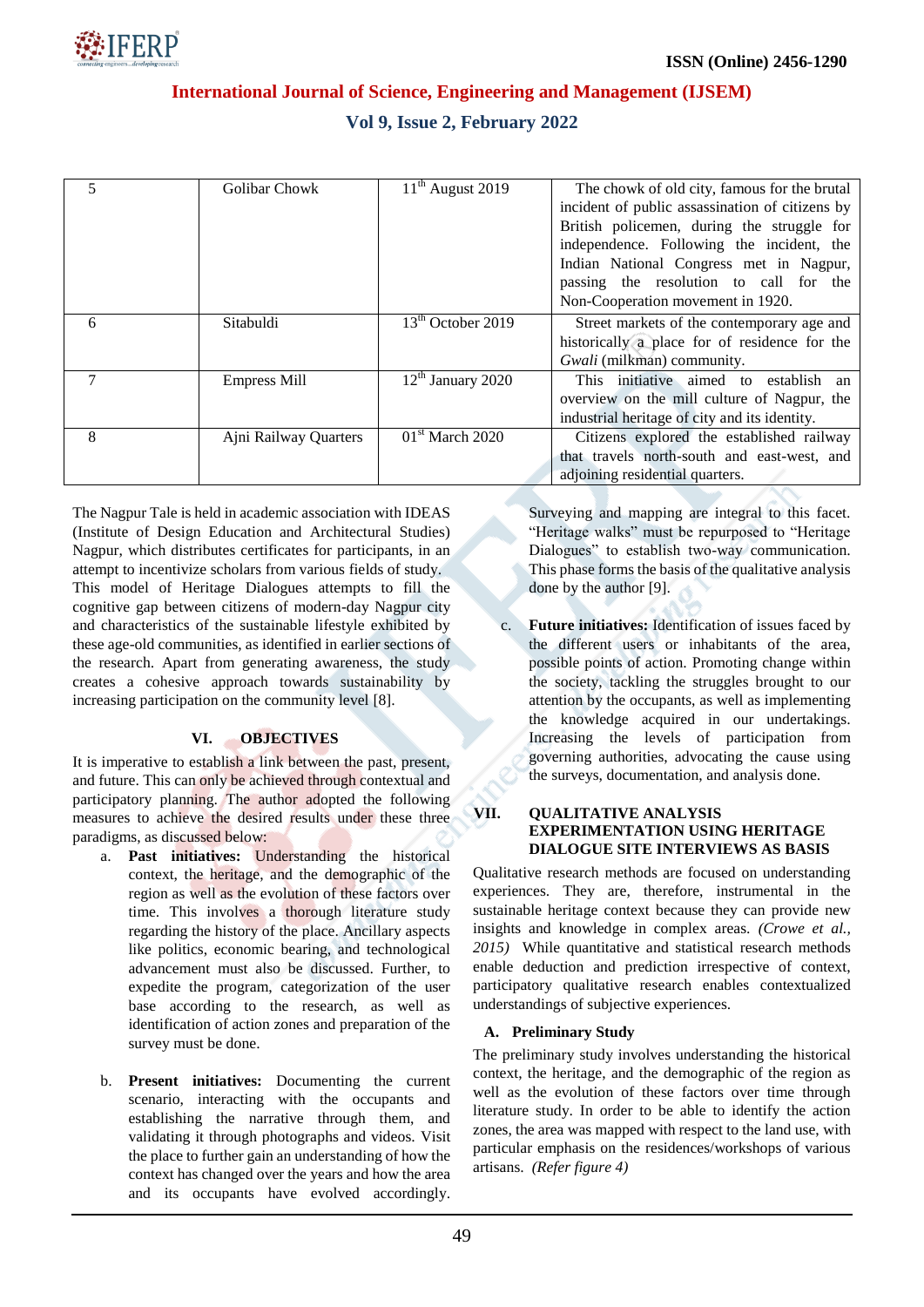| 5 | Golibar Chowk | 11th August 2019 | The chowk of old city, famous for the brutal incident of public assassination of citizens by British policemen, during the struggle for independence. Following the incident, the Indian National Congress met in Nagpur, passing the resolution to call for the Non-Cooperation movement in 1920. |
|---|---|---|---|
| 6 | Sitabuldi | 13th October 2019 | Street markets of the contemporary age and historically a place for of residence for the *Gwali* (milkman) community. |
| 7 | Empress Mill | 12th January 2020 | This initiative aimed to establish an overview on the mill culture of Nagpur, the industrial heritage of city and its identity. |
| 8 | Ajni Railway Quarters | 01st March 2020 | Citizens explored the established railway that travels north-south and east-west, and adjoining residential quarters. |

The Nagpur Tale is held in academic association with IDEAS (Institute of Design Education and Architectural Studies) Nagpur, which distributes certificates for participants, in an attempt to incentivize scholars from various fields of study. This model of Heritage Dialogues attempts to fill the cognitive gap between citizens of modern-day Nagpur city and characteristics of the sustainable lifestyle exhibited by these age-old communities, as identified in earlier sections of the research. Apart from generating awareness, the study creates a cohesive approach towards sustainability by increasing participation on the community level [8].

## VI. OBJECTIVES

It is imperative to establish a link between the past, present, and future. This can only be achieved through contextual and participatory planning. The author adopted the following measures to achieve the desired results under these three paradigms, as discussed below:

a. **Past initiatives:** Understanding the historical context, the heritage, and the demographic of the region as well as the evolution of these factors over time. This involves a thorough literature study regarding the history of the place. Ancillary aspects like politics, economic bearing, and technological advancement must also be discussed. Further, to expedite the program, categorization of the user base according to the research, as well as identification of action zones and preparation of the survey must be done.

b. **Present initiatives:** Documenting the current scenario, interacting with the occupants and establishing the narrative through them, and validating it through photographs and videos. Visit the place to further gain an understanding of how the context has changed over the years and how the area and its occupants have evolved accordingly. Surveying and mapping are integral to this facet. "Heritage walks" must be repurposed to "Heritage Dialogues" to establish two-way communication. This phase forms the basis of the qualitative analysis done by the author [9].

c. **Future initiatives:** Identification of issues faced by the different users or inhabitants of the area, possible points of action. Promoting change within the society, tackling the struggles brought to our attention by the occupants, as well as implementing the knowledge acquired in our undertakings. Increasing the levels of participation from governing authorities, advocating the cause using the surveys, documentation, and analysis done.

## VII. QUALITATIVE ANALYSIS EXPERIMENTATION USING HERITAGE DIALOGUE SITE INTERVIEWS AS BASIS

Qualitative research methods are focused on understanding experiences. They are, therefore, instrumental in the sustainable heritage context because they can provide new insights and knowledge in complex areas. *(Crowe et al., 2015)* While quantitative and statistical research methods enable deduction and prediction irrespective of context, participatory qualitative research enables contextualized understandings of subjective experiences.

### A. Preliminary Study

The preliminary study involves understanding the historical context, the heritage, and the demographic of the region as well as the evolution of these factors over time through literature study. In order to be able to identify the action zones, the area was mapped with respect to the land use, with particular emphasis on the residences/workshops of various artisans. *(Refer figure 4)*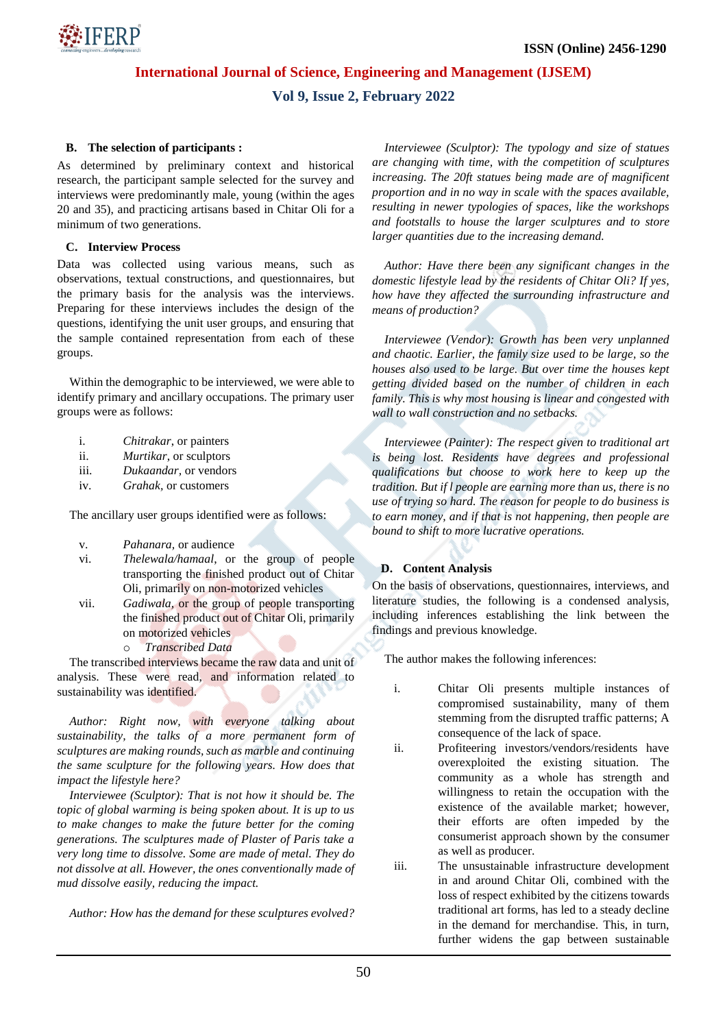### B. The selection of participants :

As determined by preliminary context and historical research, the participant sample selected for the survey and interviews were predominantly male, young (within the ages 20 and 35), and practicing artisans based in Chitar Oli for a minimum of two generations.

### C. Interview Process

Data was collected using various means, such as observations, textual constructions, and questionnaires, but the primary basis for the analysis was the interviews. Preparing for these interviews includes the design of the questions, identifying the unit user groups, and ensuring that the sample contained representation from each of these groups.

Within the demographic to be interviewed, we were able to identify primary and ancillary occupations. The primary user groups were as follows:

i. *Chitrakar*, or painters
ii. *Murtikar*, or sculptors
iii. *Dukaandar*, or vendors
iv. *Grahak*, or customers

The ancillary user groups identified were as follows:

v. *Pahanara*, or audience
vi. *Thelewala/hamaal*, or the group of people transporting the finished product out of Chitar Oli, primarily on non-motorized vehicles
vii. *Gadiwala*, or the group of people transporting the finished product out of Chitar Oli, primarily on motorized vehicles
- *Transcribed Data*

The transcribed interviews became the raw data and unit of analysis. These were read, and information related to sustainability was identified.

*Author: Right now, with everyone talking about sustainability, the talks of a more permanent form of sculptures are making rounds, such as marble and continuing the same sculpture for the following years. How does that impact the lifestyle here?*

*Interviewee (Sculptor): That is not how it should be. The topic of global warming is being spoken about. It is up to us to make changes to make the future better for the coming generations. The sculptures made of Plaster of Paris take a very long time to dissolve. Some are made of metal. They do not dissolve at all. However, the ones conventionally made of mud dissolve easily, reducing the impact.*

*Author: How has the demand for these sculptures evolved?*

*Interviewee (Sculptor): The typology and size of statues are changing with time, with the competition of sculptures increasing. The 20ft statues being made are of magnificent proportion and in no way in scale with the spaces available, resulting in newer typologies of spaces, like the workshops and footstalls to house the larger sculptures and to store larger quantities due to the increasing demand.*

*Author: Have there been any significant changes in the domestic lifestyle lead by the residents of Chitar Oli? If yes, how have they affected the surrounding infrastructure and means of production?*

*Interviewee (Vendor): Growth has been very unplanned and chaotic. Earlier, the family size used to be large, so the houses also used to be large. But over time the houses kept getting divided based on the number of children in each family. This is why most housing is linear and congested with wall to wall construction and no setbacks.*

*Interviewee (Painter): The respect given to traditional art is being lost. Residents have degrees and professional qualifications but choose to work here to keep up the tradition. But if l people are earning more than us, there is no use of trying so hard. The reason for people to do business is to earn money, and if that is not happening, then people are bound to shift to more lucrative operations.*

### D. Content Analysis

On the basis of observations, questionnaires, interviews, and literature studies, the following is a condensed analysis, including inferences establishing the link between the findings and previous knowledge.

The author makes the following inferences:

i. Chitar Oli presents multiple instances of compromised sustainability, many of them stemming from the disrupted traffic patterns; A consequence of the lack of space.
ii. Profiteering investors/vendors/residents have overexploited the existing situation. The community as a whole has strength and willingness to retain the occupation with the existence of the available market; however, their efforts are often impeded by the consumerist approach shown by the consumer as well as producer.
iii. The unsustainable infrastructure development in and around Chitar Oli, combined with the loss of respect exhibited by the citizens towards traditional art forms, has led to a steady decline in the demand for merchandise. This, in turn, further widens the gap between sustainable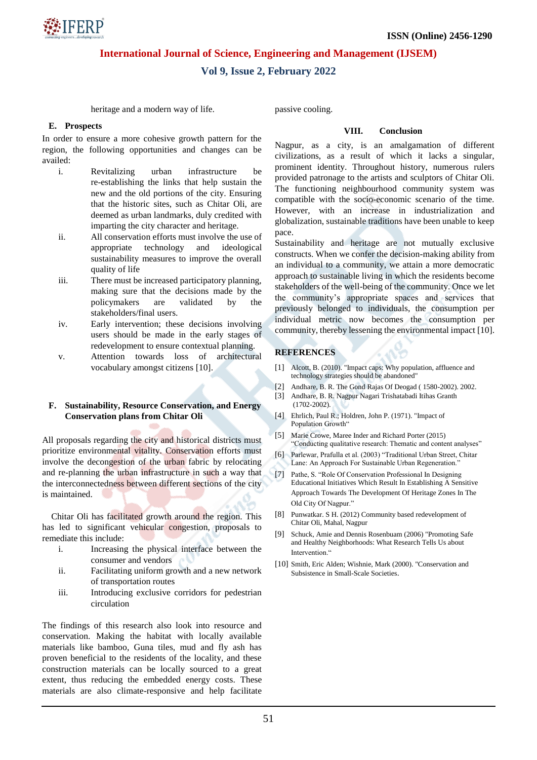heritage and a modern way of life.

### E. Prospects

In order to ensure a more cohesive growth pattern for the region, the following opportunities and changes can be availed:

i. Revitalizing urban infrastructure be re-establishing the links that help sustain the new and the old portions of the city. Ensuring that the historic sites, such as Chitar Oli, are deemed as urban landmarks, duly credited with imparting the city character and heritage.

ii. All conservation efforts must involve the use of appropriate technology and ideological sustainability measures to improve the overall quality of life

iii. There must be increased participatory planning, making sure that the decisions made by the policymakers are validated by the stakeholders/final users.

iv. Early intervention; these decisions involving users should be made in the early stages of redevelopment to ensure contextual planning.

v. Attention towards loss of architectural vocabulary amongst citizens [10].

### F. Sustainability, Resource Conservation, and Energy Conservation plans from Chitar Oli

All proposals regarding the city and historical districts must prioritize environmental vitality. Conservation efforts must involve the decongestion of the urban fabric by relocating and re-planning the urban infrastructure in such a way that the interconnectedness between different sections of the city is maintained.

Chitar Oli has facilitated growth around the region. This has led to significant vehicular congestion, proposals to remediate this include:

i. Increasing the physical interface between the consumer and vendors

ii. Facilitating uniform growth and a new network of transportation routes

iii. Introducing exclusive corridors for pedestrian circulation

The findings of this research also look into resource and conservation. Making the habitat with locally available materials like bamboo, Guna tiles, mud and fly ash has proven beneficial to the residents of the locality, and these construction materials can be locally sourced to a great extent, thus reducing the embedded energy costs. These materials are also climate-responsive and help facilitate passive cooling.

## VIII. Conclusion

Nagpur, as a city, is an amalgamation of different civilizations, as a result of which it lacks a singular, prominent identity. Throughout history, numerous rulers provided patronage to the artists and sculptors of Chitar Oli. The functioning neighbourhood community system was compatible with the socio-economic scenario of the time. However, with an increase in industrialization and globalization, sustainable traditions have been unable to keep pace.

Sustainability and heritage are not mutually exclusive constructs. When we confer the decision-making ability from an individual to a community, we attain a more democratic approach to sustainable living in which the residents become stakeholders of the well-being of the community. Once we let the community's appropriate spaces and services that previously belonged to individuals, the consumption per individual metric now becomes the consumption per community, thereby lessening the environmental impact [10].

## REFERENCES

[1] Alcott, B. (2010). "Impact caps: Why population, affluence and technology strategies should be abandoned"

[2] Andhare, B. R. The Gond Rajas Of Deogad ( 1580-2002). 2002.

[3] Andhare, B. R. Nagpur Nagari Trishatabadi Itihas Granth (1702-2002).

[4] Ehrlich, Paul R.; Holdren, John P. (1971). "Impact of Population Growth"

[5] Marie Crowe, Maree Inder and Richard Porter (2015) "Conducting qualitative research: Thematic and content analyses"

[6] Parlewar, Prafulla et al. (2003) "Traditional Urban Street, Chitar Lane: An Approach For Sustainable Urban Regeneration."

[7] Pathe, S. "Role Of Conservation Professional In Designing Educational Initiatives Which Result In Establishing A Sensitive Approach Towards The Development Of Heritage Zones In The Old City Of Nagpur."

[8] Punwatkar. S H. (2012) Community based redevelopment of Chitar Oli, Mahal, Nagpur

[9] Schuck, Amie and Dennis Rosenbuam (2006) "Promoting Safe and Healthy Neighborhoods: What Research Tells Us about Intervention."

[10] Smith, Eric Alden; Wishnie, Mark (2000). "Conservation and Subsistence in Small-Scale Societies.